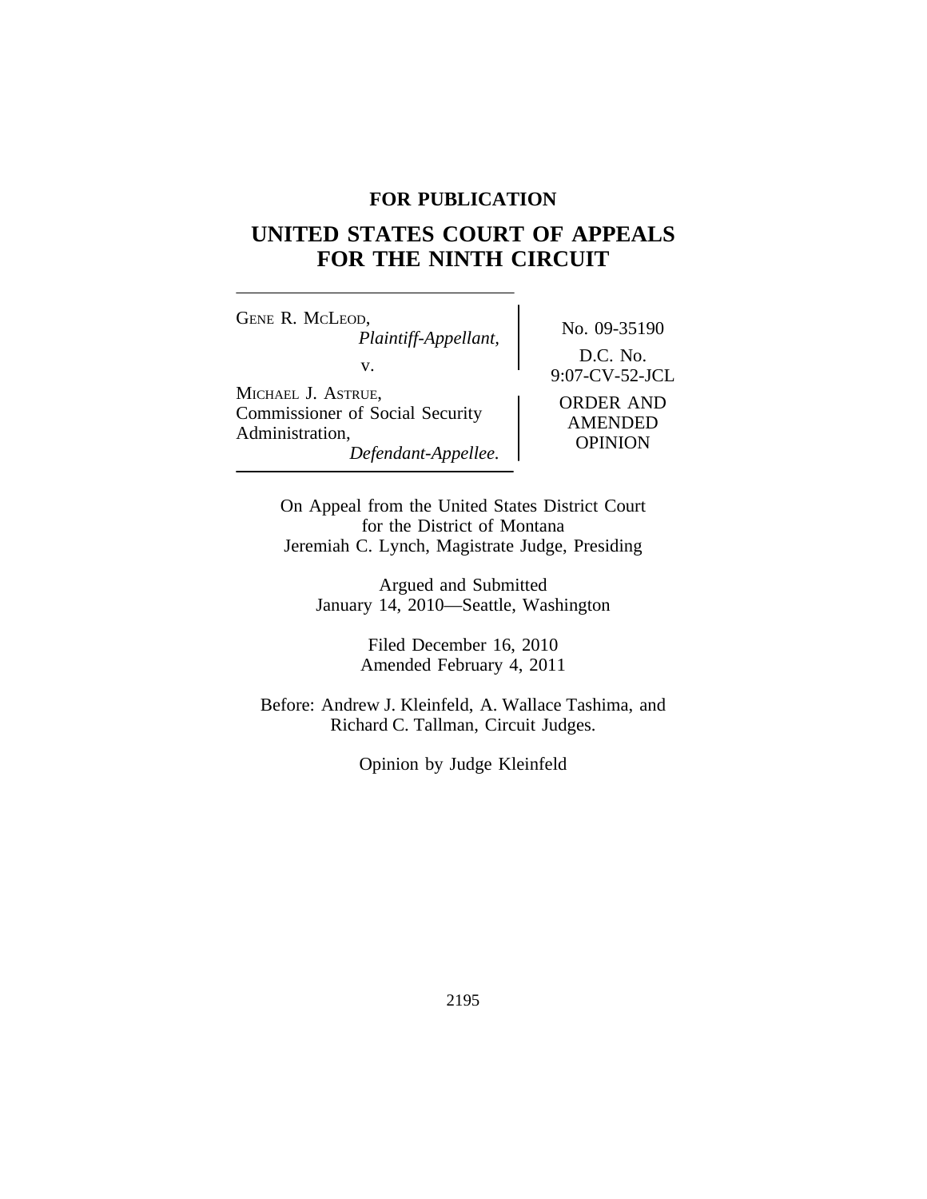**FOR PUBLICATION**

# UNITED STATES COURT OF APPEALS FOR THE NINTH CIRCUIT

| | |
|---|---|
| GENE R. MCLEOD, *Plaintiff-Appellant,* v. MICHAEL J. ASTRUE, Commissioner of Social Security Administration, *Defendant-Appellee.* | No. 09-35190 D.C. No. 9:07-CV-52-JCL ORDER AND AMENDED OPINION |

On Appeal from the United States District Court for the District of Montana
Jeremiah C. Lynch, Magistrate Judge, Presiding

Argued and Submitted
January 14, 2010—Seattle, Washington

Filed December 16, 2010
Amended February 4, 2011

Before: Andrew J. Kleinfeld, A. Wallace Tashima, and Richard C. Tallman, Circuit Judges.

Opinion by Judge Kleinfeld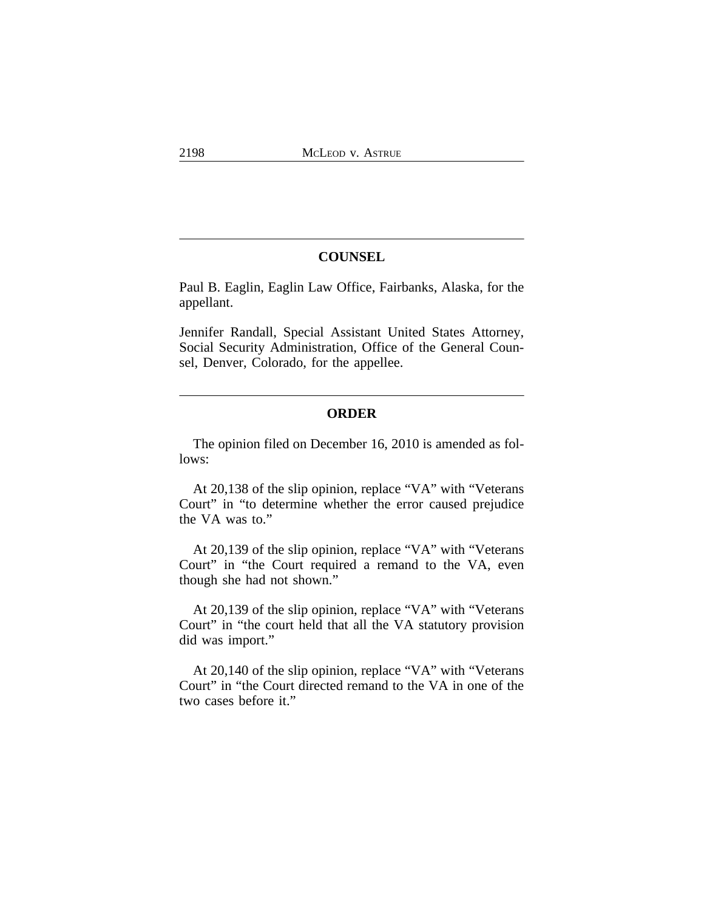## COUNSEL

Paul B. Eaglin, Eaglin Law Office, Fairbanks, Alaska, for the appellant.

Jennifer Randall, Special Assistant United States Attorney, Social Security Administration, Office of the General Counsel, Denver, Colorado, for the appellee.

## ORDER

The opinion filed on December 16, 2010 is amended as follows:

At 20,138 of the slip opinion, replace "VA" with "Veterans Court" in "to determine whether the error caused prejudice the VA was to."

At 20,139 of the slip opinion, replace "VA" with "Veterans Court" in "the Court required a remand to the VA, even though she had not shown."

At 20,139 of the slip opinion, replace "VA" with "Veterans Court" in "the court held that all the VA statutory provision did was import."

At 20,140 of the slip opinion, replace "VA" with "Veterans Court" in "the Court directed remand to the VA in one of the two cases before it."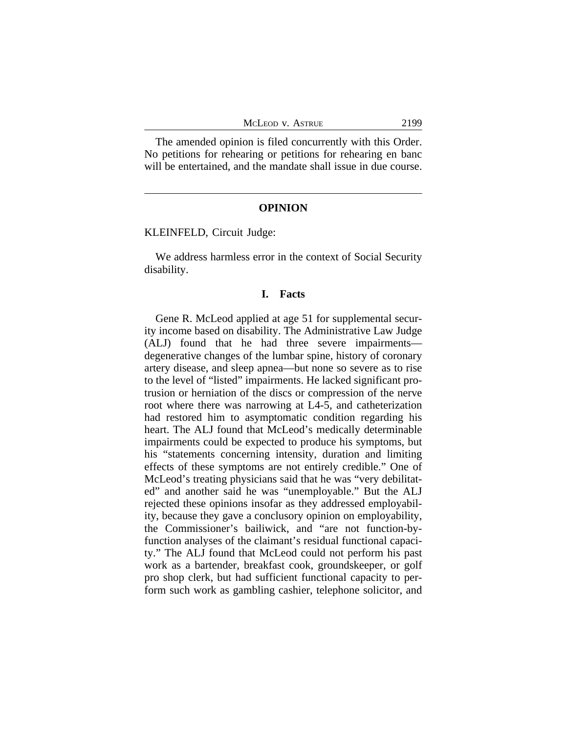The amended opinion is filed concurrently with this Order. No petitions for rehearing or petitions for rehearing en banc will be entertained, and the mandate shall issue in due course.

---

## OPINION

KLEINFELD, Circuit Judge:

We address harmless error in the context of Social Security disability.

### I. Facts

Gene R. McLeod applied at age 51 for supplemental security income based on disability. The Administrative Law Judge (ALJ) found that he had three severe impairments—degenerative changes of the lumbar spine, history of coronary artery disease, and sleep apnea—but none so severe as to rise to the level of "listed" impairments. He lacked significant protrusion or herniation of the discs or compression of the nerve root where there was narrowing at L4-5, and catheterization had restored him to asymptomatic condition regarding his heart. The ALJ found that McLeod's medically determinable impairments could be expected to produce his symptoms, but his "statements concerning intensity, duration and limiting effects of these symptoms are not entirely credible." One of McLeod's treating physicians said that he was "very debilitated" and another said he was "unemployable." But the ALJ rejected these opinions insofar as they addressed employability, because they gave a conclusory opinion on employability, the Commissioner's bailiwick, and "are not function-by-function analyses of the claimant's residual functional capacity." The ALJ found that McLeod could not perform his past work as a bartender, breakfast cook, groundskeeper, or golf pro shop clerk, but had sufficient functional capacity to perform such work as gambling cashier, telephone solicitor, and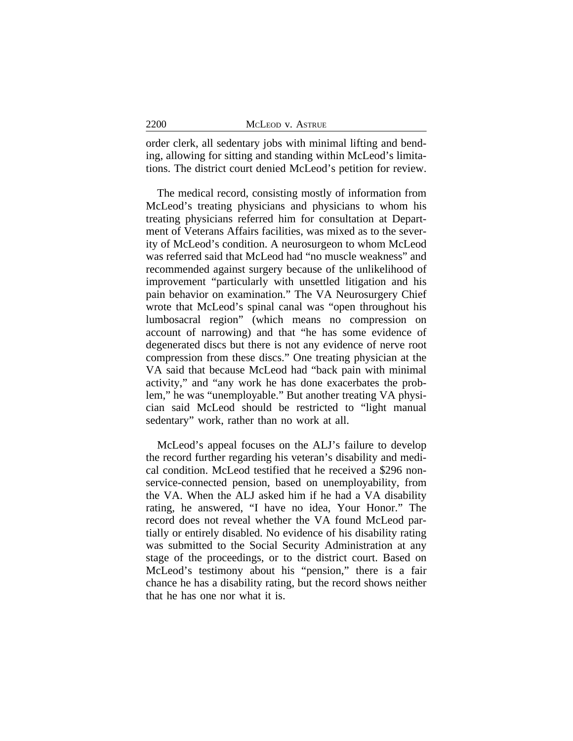order clerk, all sedentary jobs with minimal lifting and bending, allowing for sitting and standing within McLeod's limitations. The district court denied McLeod's petition for review.

The medical record, consisting mostly of information from McLeod's treating physicians and physicians to whom his treating physicians referred him for consultation at Department of Veterans Affairs facilities, was mixed as to the severity of McLeod's condition. A neurosurgeon to whom McLeod was referred said that McLeod had "no muscle weakness" and recommended against surgery because of the unlikelihood of improvement "particularly with unsettled litigation and his pain behavior on examination." The VA Neurosurgery Chief wrote that McLeod's spinal canal was "open throughout his lumbosacral region" (which means no compression on account of narrowing) and that "he has some evidence of degenerated discs but there is not any evidence of nerve root compression from these discs." One treating physician at the VA said that because McLeod had "back pain with minimal activity," and "any work he has done exacerbates the problem," he was "unemployable." But another treating VA physician said McLeod should be restricted to "light manual sedentary" work, rather than no work at all.

McLeod's appeal focuses on the ALJ's failure to develop the record further regarding his veteran's disability and medical condition. McLeod testified that he received a $296 non-service-connected pension, based on unemployability, from the VA. When the ALJ asked him if he had a VA disability rating, he answered, "I have no idea, Your Honor." The record does not reveal whether the VA found McLeod partially or entirely disabled. No evidence of his disability rating was submitted to the Social Security Administration at any stage of the proceedings, or to the district court. Based on McLeod's testimony about his "pension," there is a fair chance he has a disability rating, but the record shows neither that he has one nor what it is.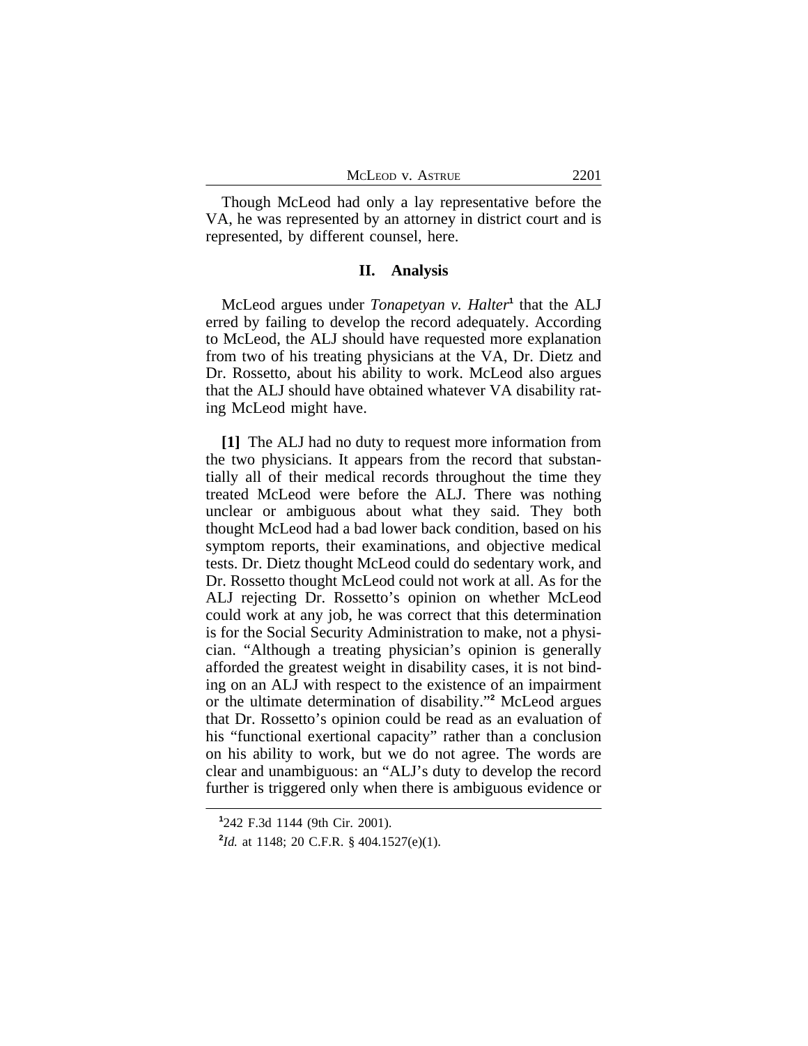Though McLeod had only a lay representative before the VA, he was represented by an attorney in district court and is represented, by different counsel, here.

## II. Analysis

McLeod argues under *Tonapetyan v. Halter*[1] that the ALJ erred by failing to develop the record adequately. According to McLeod, the ALJ should have requested more explanation from two of his treating physicians at the VA, Dr. Dietz and Dr. Rossetto, about his ability to work. McLeod also argues that the ALJ should have obtained whatever VA disability rating McLeod might have.

**[1]** The ALJ had no duty to request more information from the two physicians. It appears from the record that substantially all of their medical records throughout the time they treated McLeod were before the ALJ. There was nothing unclear or ambiguous about what they said. They both thought McLeod had a bad lower back condition, based on his symptom reports, their examinations, and objective medical tests. Dr. Dietz thought McLeod could do sedentary work, and Dr. Rossetto thought McLeod could not work at all. As for the ALJ rejecting Dr. Rossetto's opinion on whether McLeod could work at any job, he was correct that this determination is for the Social Security Administration to make, not a physician. "Although a treating physician's opinion is generally afforded the greatest weight in disability cases, it is not binding on an ALJ with respect to the existence of an impairment or the ultimate determination of disability."[2] McLeod argues that Dr. Rossetto's opinion could be read as an evaluation of his "functional exertional capacity" rather than a conclusion on his ability to work, but we do not agree. The words are clear and unambiguous: an "ALJ's duty to develop the record further is triggered only when there is ambiguous evidence or

---

[1] 242 F.3d 1144 (9th Cir. 2001).

[2] *Id.* at 1148; 20 C.F.R. § 404.1527(e)(1).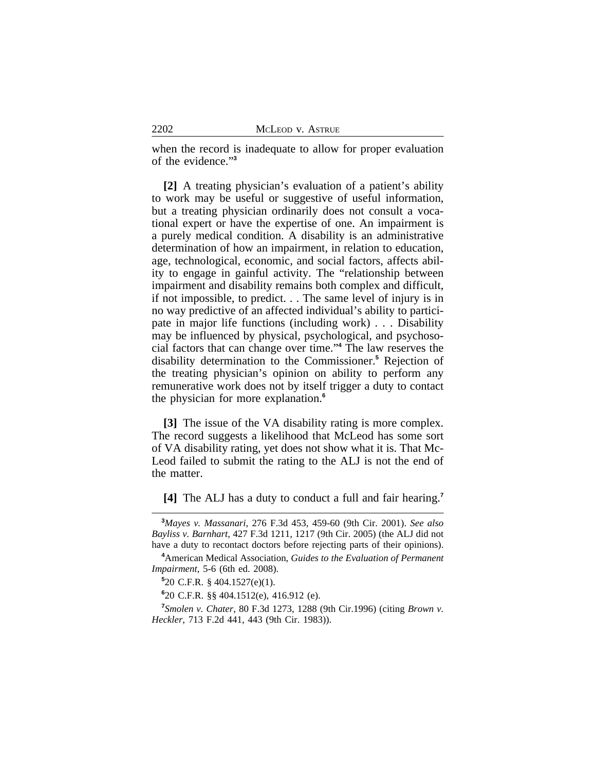when the record is inadequate to allow for proper evaluation of the evidence."[3]

**[2]** A treating physician's evaluation of a patient's ability to work may be useful or suggestive of useful information, but a treating physician ordinarily does not consult a vocational expert or have the expertise of one. An impairment is a purely medical condition. A disability is an administrative determination of how an impairment, in relation to education, age, technological, economic, and social factors, affects ability to engage in gainful activity. The "relationship between impairment and disability remains both complex and difficult, if not impossible, to predict. . . The same level of injury is in no way predictive of an affected individual's ability to participate in major life functions (including work) . . . Disability may be influenced by physical, psychological, and psychosocial factors that can change over time."[4] The law reserves the disability determination to the Commissioner.[5] Rejection of the treating physician's opinion on ability to perform any remunerative work does not by itself trigger a duty to contact the physician for more explanation.[6]

**[3]** The issue of the VA disability rating is more complex. The record suggests a likelihood that McLeod has some sort of VA disability rating, yet does not show what it is. That McLeod failed to submit the rating to the ALJ is not the end of the matter.

**[4]** The ALJ has a duty to conduct a full and fair hearing.[7]

---

[3] *Mayes v. Massanari*, 276 F.3d 453, 459-60 (9th Cir. 2001). *See also Bayliss v. Barnhart*, 427 F.3d 1211, 1217 (9th Cir. 2005) (the ALJ did not have a duty to recontact doctors before rejecting parts of their opinions).

[4] American Medical Association, *Guides to the Evaluation of Permanent Impairment*, 5-6 (6th ed. 2008).

[5] 20 C.F.R. § 404.1527(e)(1).

[6] 20 C.F.R. §§ 404.1512(e), 416.912 (e).

[7] *Smolen v. Chater*, 80 F.3d 1273, 1288 (9th Cir.1996) (citing *Brown v. Heckler*, 713 F.2d 441, 443 (9th Cir. 1983)).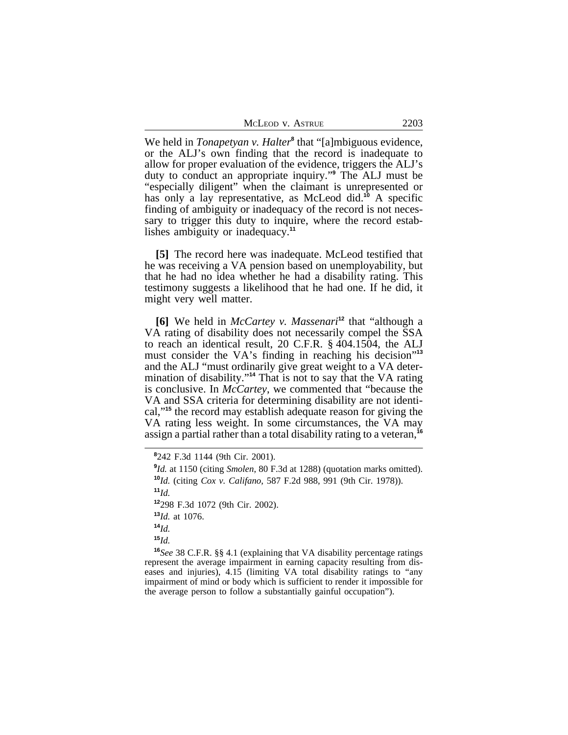We held in *Tonapetyan v. Halter*[8] that "[a]mbiguous evidence, or the ALJ's own finding that the record is inadequate to allow for proper evaluation of the evidence, triggers the ALJ's duty to conduct an appropriate inquiry."[9] The ALJ must be "especially diligent" when the claimant is unrepresented or has only a lay representative, as McLeod did.[10] A specific finding of ambiguity or inadequacy of the record is not necessary to trigger this duty to inquire, where the record establishes ambiguity or inadequacy.[11]

**[5]** The record here was inadequate. McLeod testified that he was receiving a VA pension based on unemployability, but that he had no idea whether he had a disability rating. This testimony suggests a likelihood that he had one. If he did, it might very well matter.

**[6]** We held in *McCartey v. Massenari*[12] that "although a VA rating of disability does not necessarily compel the SSA to reach an identical result, 20 C.F.R. § 404.1504, the ALJ must consider the VA's finding in reaching his decision"[13] and the ALJ "must ordinarily give great weight to a VA determination of disability."[14] That is not to say that the VA rating is conclusive. In *McCartey*, we commented that "because the VA and SSA criteria for determining disability are not identical,"[15] the record may establish adequate reason for giving the VA rating less weight. In some circumstances, the VA may assign a partial rather than a total disability rating to a veteran,[16]

---

[8] 242 F.3d 1144 (9th Cir. 2001).

[9] *Id.* at 1150 (citing *Smolen*, 80 F.3d at 1288) (quotation marks omitted).

[10] *Id.* (citing *Cox v. Califano*, 587 F.2d 988, 991 (9th Cir. 1978)).

[11] *Id.*

[12] 298 F.3d 1072 (9th Cir. 2002).

[13] *Id.* at 1076.

[14] *Id.*

[15] *Id.*

[16] *See* 38 C.F.R. §§ 4.1 (explaining that VA disability percentage ratings represent the average impairment in earning capacity resulting from diseases and injuries), 4.15 (limiting VA total disability ratings to "any impairment of mind or body which is sufficient to render it impossible for the average person to follow a substantially gainful occupation").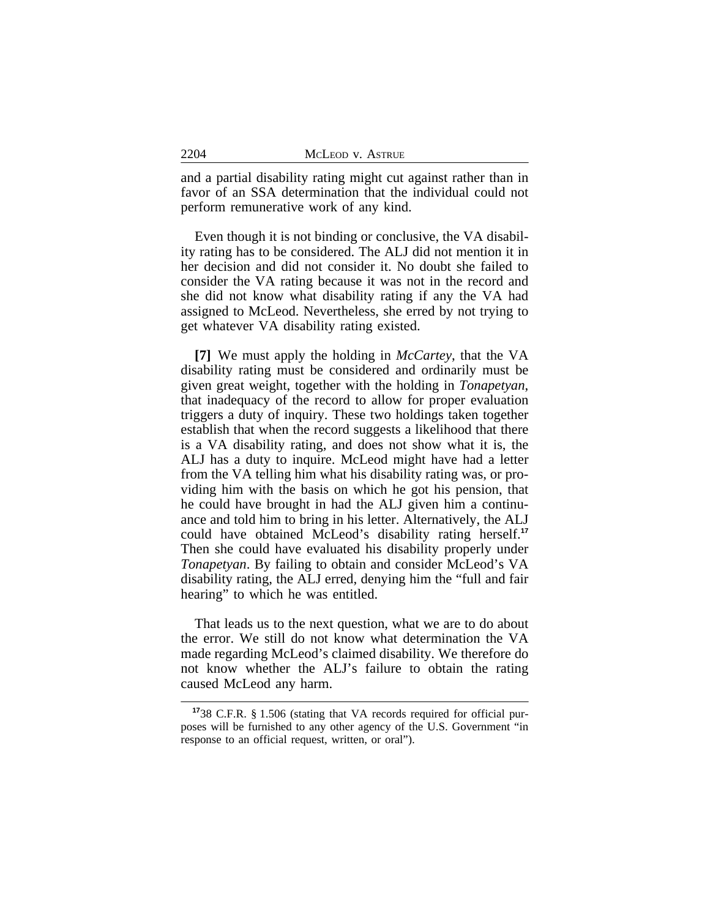and a partial disability rating might cut against rather than in favor of an SSA determination that the individual could not perform remunerative work of any kind.

Even though it is not binding or conclusive, the VA disability rating has to be considered. The ALJ did not mention it in her decision and did not consider it. No doubt she failed to consider the VA rating because it was not in the record and she did not know what disability rating if any the VA had assigned to McLeod. Nevertheless, she erred by not trying to get whatever VA disability rating existed.

**[7]** We must apply the holding in *McCartey*, that the VA disability rating must be considered and ordinarily must be given great weight, together with the holding in *Tonapetyan*, that inadequacy of the record to allow for proper evaluation triggers a duty of inquiry. These two holdings taken together establish that when the record suggests a likelihood that there is a VA disability rating, and does not show what it is, the ALJ has a duty to inquire. McLeod might have had a letter from the VA telling him what his disability rating was, or providing him with the basis on which he got his pension, that he could have brought in had the ALJ given him a continuance and told him to bring in his letter. Alternatively, the ALJ could have obtained McLeod's disability rating herself.[17] Then she could have evaluated his disability properly under *Tonapetyan*. By failing to obtain and consider McLeod's VA disability rating, the ALJ erred, denying him the "full and fair hearing" to which he was entitled.

That leads us to the next question, what we are to do about the error. We still do not know what determination the VA made regarding McLeod's claimed disability. We therefore do not know whether the ALJ's failure to obtain the rating caused McLeod any harm.

---

[17] 38 C.F.R. § 1.506 (stating that VA records required for official purposes will be furnished to any other agency of the U.S. Government "in response to an official request, written, or oral").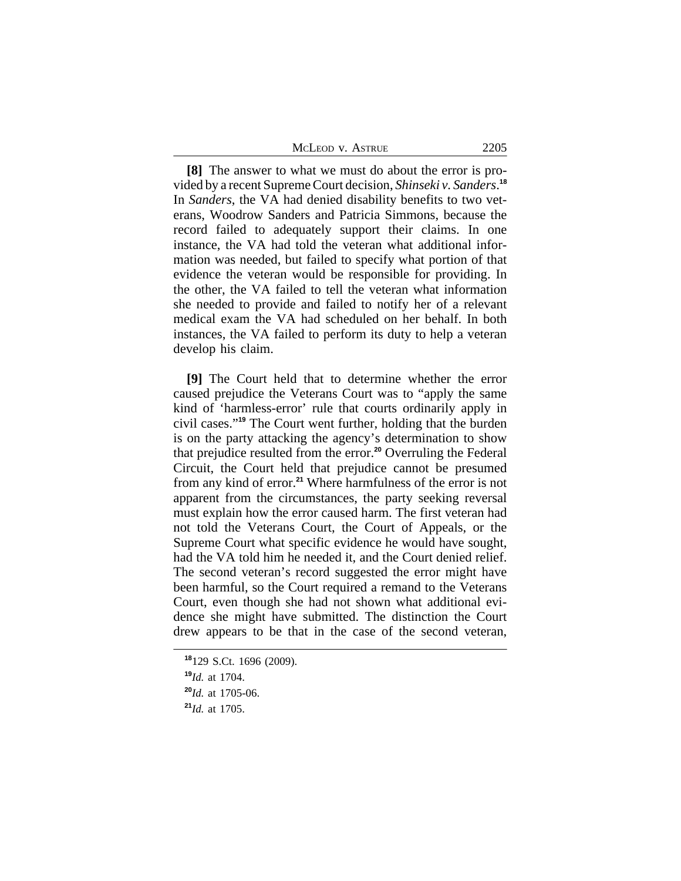**[8]** The answer to what we must do about the error is provided by a recent Supreme Court decision, *Shinseki v. Sanders*.[18] In *Sanders*, the VA had denied disability benefits to two veterans, Woodrow Sanders and Patricia Simmons, because the record failed to adequately support their claims. In one instance, the VA had told the veteran what additional information was needed, but failed to specify what portion of that evidence the veteran would be responsible for providing. In the other, the VA failed to tell the veteran what information she needed to provide and failed to notify her of a relevant medical exam the VA had scheduled on her behalf. In both instances, the VA failed to perform its duty to help a veteran develop his claim.

**[9]** The Court held that to determine whether the error caused prejudice the Veterans Court was to "apply the same kind of 'harmless-error' rule that courts ordinarily apply in civil cases."[19] The Court went further, holding that the burden is on the party attacking the agency's determination to show that prejudice resulted from the error.[20] Overruling the Federal Circuit, the Court held that prejudice cannot be presumed from any kind of error.[21] Where harmfulness of the error is not apparent from the circumstances, the party seeking reversal must explain how the error caused harm. The first veteran had not told the Veterans Court, the Court of Appeals, or the Supreme Court what specific evidence he would have sought, had the VA told him he needed it, and the Court denied relief. The second veteran's record suggested the error might have been harmful, so the Court required a remand to the Veterans Court, even though she had not shown what additional evidence she might have submitted. The distinction the Court drew appears to be that in the case of the second veteran,

[18] 129 S.Ct. 1696 (2009).

[19] *Id.* at 1704.

[20] *Id.* at 1705-06.

[21] *Id.* at 1705.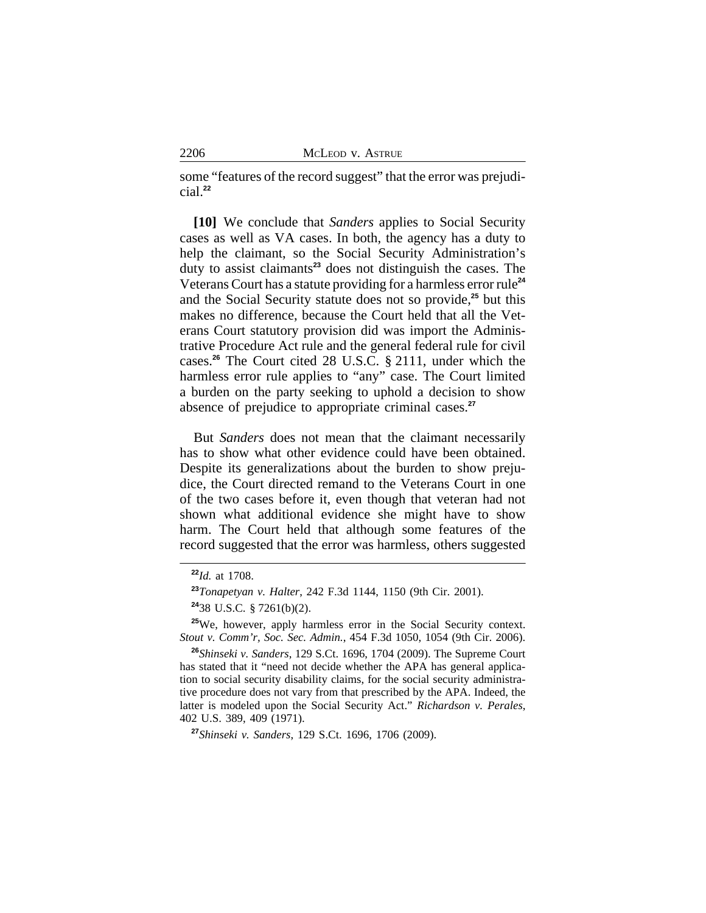some "features of the record suggest" that the error was prejudicial.[22]

**[10]** We conclude that *Sanders* applies to Social Security cases as well as VA cases. In both, the agency has a duty to help the claimant, so the Social Security Administration's duty to assist claimants[23] does not distinguish the cases. The Veterans Court has a statute providing for a harmless error rule[24] and the Social Security statute does not so provide,[25] but this makes no difference, because the Court held that all the Veterans Court statutory provision did was import the Administrative Procedure Act rule and the general federal rule for civil cases.[26] The Court cited 28 U.S.C. § 2111, under which the harmless error rule applies to "any" case. The Court limited a burden on the party seeking to uphold a decision to show absence of prejudice to appropriate criminal cases.[27]

But *Sanders* does not mean that the claimant necessarily has to show what other evidence could have been obtained. Despite its generalizations about the burden to show prejudice, the Court directed remand to the Veterans Court in one of the two cases before it, even though that veteran had not shown what additional evidence she might have to show harm. The Court held that although some features of the record suggested that the error was harmless, others suggested

---

[22] *Id.* at 1708.

[23] *Tonapetyan v. Halter*, 242 F.3d 1144, 1150 (9th Cir. 2001).

[24] 38 U.S.C. § 7261(b)(2).

[25] We, however, apply harmless error in the Social Security context. *Stout v. Comm'r, Soc. Sec. Admin.*, 454 F.3d 1050, 1054 (9th Cir. 2006).

[26] *Shinseki v. Sanders*, 129 S.Ct. 1696, 1704 (2009). The Supreme Court has stated that it "need not decide whether the APA has general application to social security disability claims, for the social security administrative procedure does not vary from that prescribed by the APA. Indeed, the latter is modeled upon the Social Security Act." *Richardson v. Perales*, 402 U.S. 389, 409 (1971).

[27] *Shinseki v. Sanders*, 129 S.Ct. 1696, 1706 (2009).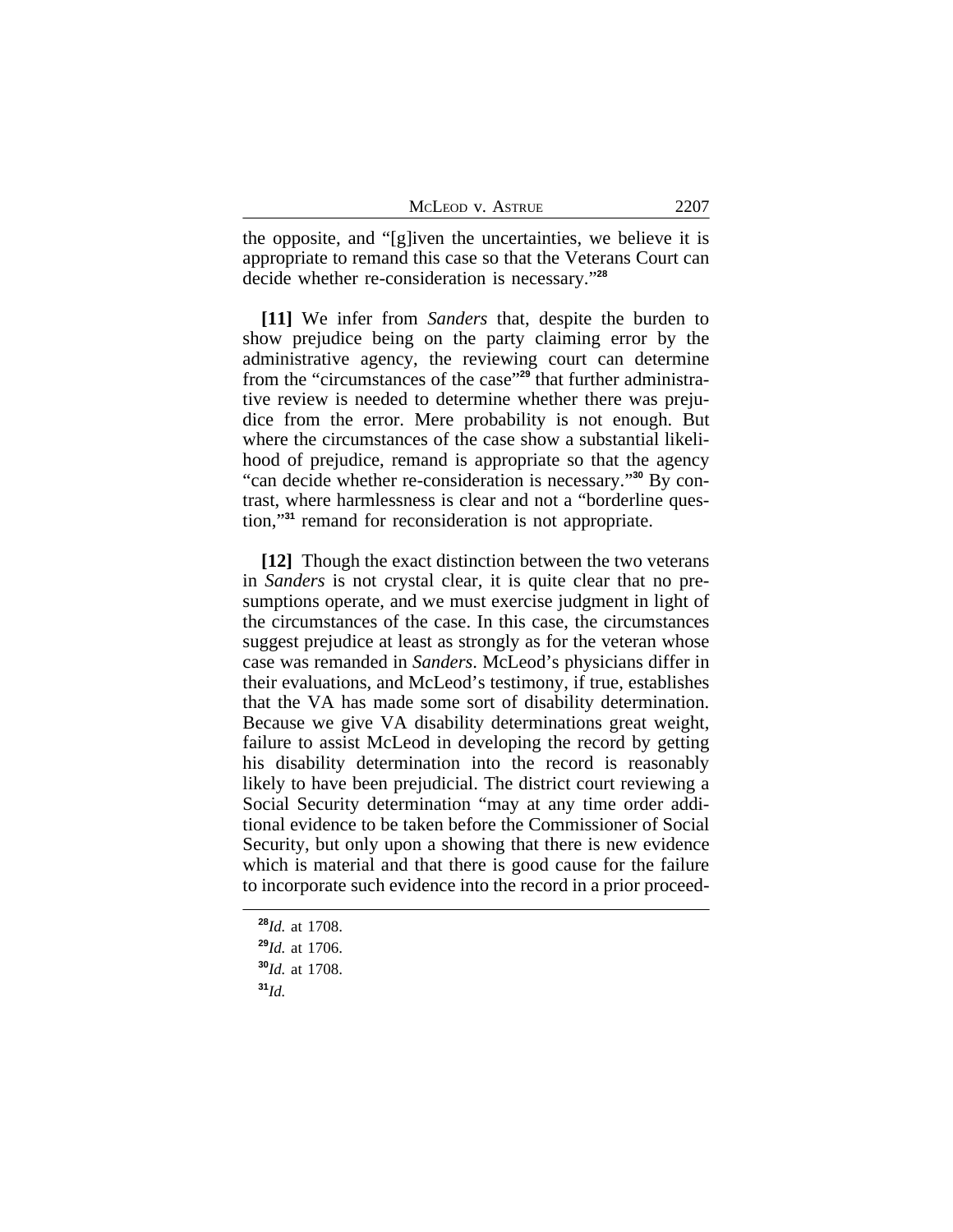the opposite, and "[g]iven the uncertainties, we believe it is appropriate to remand this case so that the Veterans Court can decide whether re-consideration is necessary."[28]

**[11]** We infer from *Sanders* that, despite the burden to show prejudice being on the party claiming error by the administrative agency, the reviewing court can determine from the "circumstances of the case"[29] that further administrative review is needed to determine whether there was prejudice from the error. Mere probability is not enough. But where the circumstances of the case show a substantial likelihood of prejudice, remand is appropriate so that the agency "can decide whether re-consideration is necessary."[30] By contrast, where harmlessness is clear and not a "borderline question,"[31] remand for reconsideration is not appropriate.

**[12]** Though the exact distinction between the two veterans in *Sanders* is not crystal clear, it is quite clear that no presumptions operate, and we must exercise judgment in light of the circumstances of the case. In this case, the circumstances suggest prejudice at least as strongly as for the veteran whose case was remanded in *Sanders*. McLeod's physicians differ in their evaluations, and McLeod's testimony, if true, establishes that the VA has made some sort of disability determination. Because we give VA disability determinations great weight, failure to assist McLeod in developing the record by getting his disability determination into the record is reasonably likely to have been prejudicial. The district court reviewing a Social Security determination "may at any time order additional evidence to be taken before the Commissioner of Social Security, but only upon a showing that there is new evidence which is material and that there is good cause for the failure to incorporate such evidence into the record in a prior proceed-

---

[28] *Id.* at 1708.

[29] *Id.* at 1706.

[30] *Id.* at 1708.

[31] *Id.*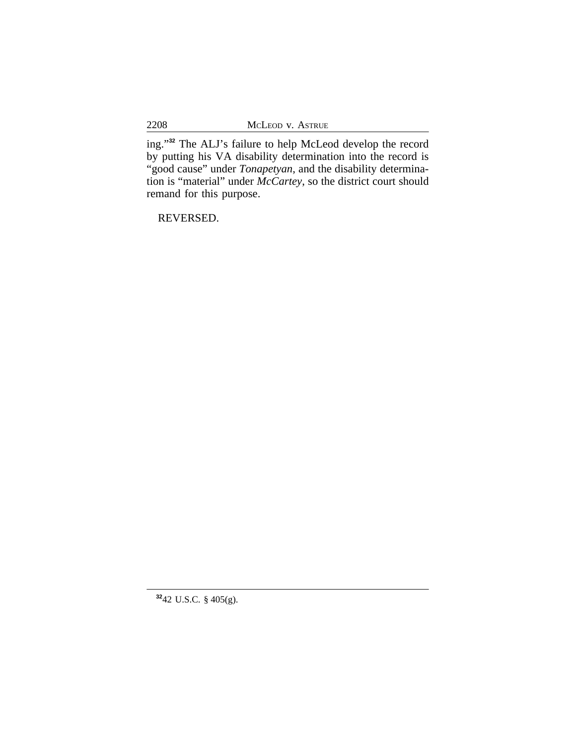ing."[32] The ALJ's failure to help McLeod develop the record by putting his VA disability determination into the record is "good cause" under *Tonapetyan*, and the disability determination is "material" under *McCartey*, so the district court should remand for this purpose.

REVERSED.

---

[32] 42 U.S.C. § 405(g).